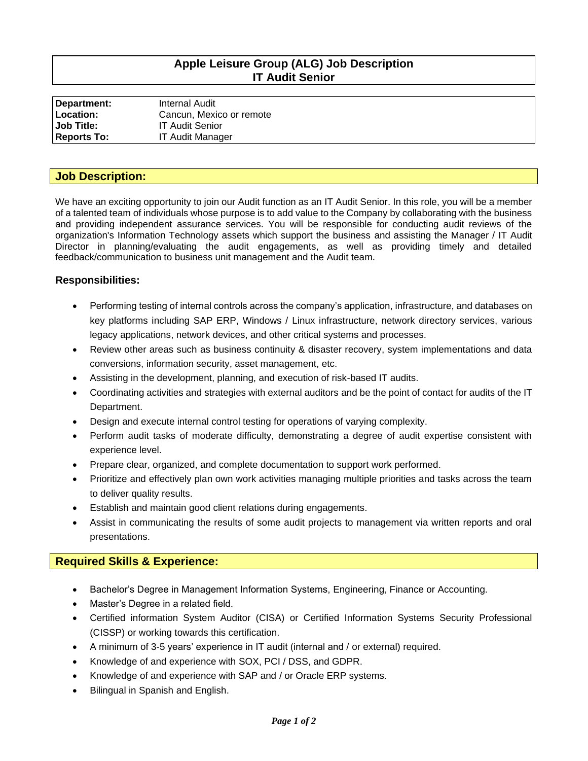# Apple Leisure Group (ALG) Job Description
## IT Audit Senior

| | |
|---|---|
| **Department:** | Internal Audit |
| **Location:** | Cancun, Mexico or remote |
| **Job Title:** | IT Audit Senior |
| **Reports To:** | IT Audit Manager |

## Job Description:

We have an exciting opportunity to join our Audit function as an IT Audit Senior. In this role, you will be a member of a talented team of individuals whose purpose is to add value to the Company by collaborating with the business and providing independent assurance services. You will be responsible for conducting audit reviews of the organization's Information Technology assets which support the business and assisting the Manager / IT Audit Director in planning/evaluating the audit engagements, as well as providing timely and detailed feedback/communication to business unit management and the Audit team.

### Responsibilities:

- Performing testing of internal controls across the company's application, infrastructure, and databases on key platforms including SAP ERP, Windows / Linux infrastructure, network directory services, various legacy applications, network devices, and other critical systems and processes.
- Review other areas such as business continuity & disaster recovery, system implementations and data conversions, information security, asset management, etc.
- Assisting in the development, planning, and execution of risk-based IT audits.
- Coordinating activities and strategies with external auditors and be the point of contact for audits of the IT Department.
- Design and execute internal control testing for operations of varying complexity.
- Perform audit tasks of moderate difficulty, demonstrating a degree of audit expertise consistent with experience level.
- Prepare clear, organized, and complete documentation to support work performed.
- Prioritize and effectively plan own work activities managing multiple priorities and tasks across the team to deliver quality results.
- Establish and maintain good client relations during engagements.
- Assist in communicating the results of some audit projects to management via written reports and oral presentations.

## Required Skills & Experience:

- Bachelor's Degree in Management Information Systems, Engineering, Finance or Accounting.
- Master's Degree in a related field.
- Certified information System Auditor (CISA) or Certified Information Systems Security Professional (CISSP) or working towards this certification.
- A minimum of 3-5 years' experience in IT audit (internal and / or external) required.
- Knowledge of and experience with SOX, PCI / DSS, and GDPR.
- Knowledge of and experience with SAP and / or Oracle ERP systems.
- Bilingual in Spanish and English.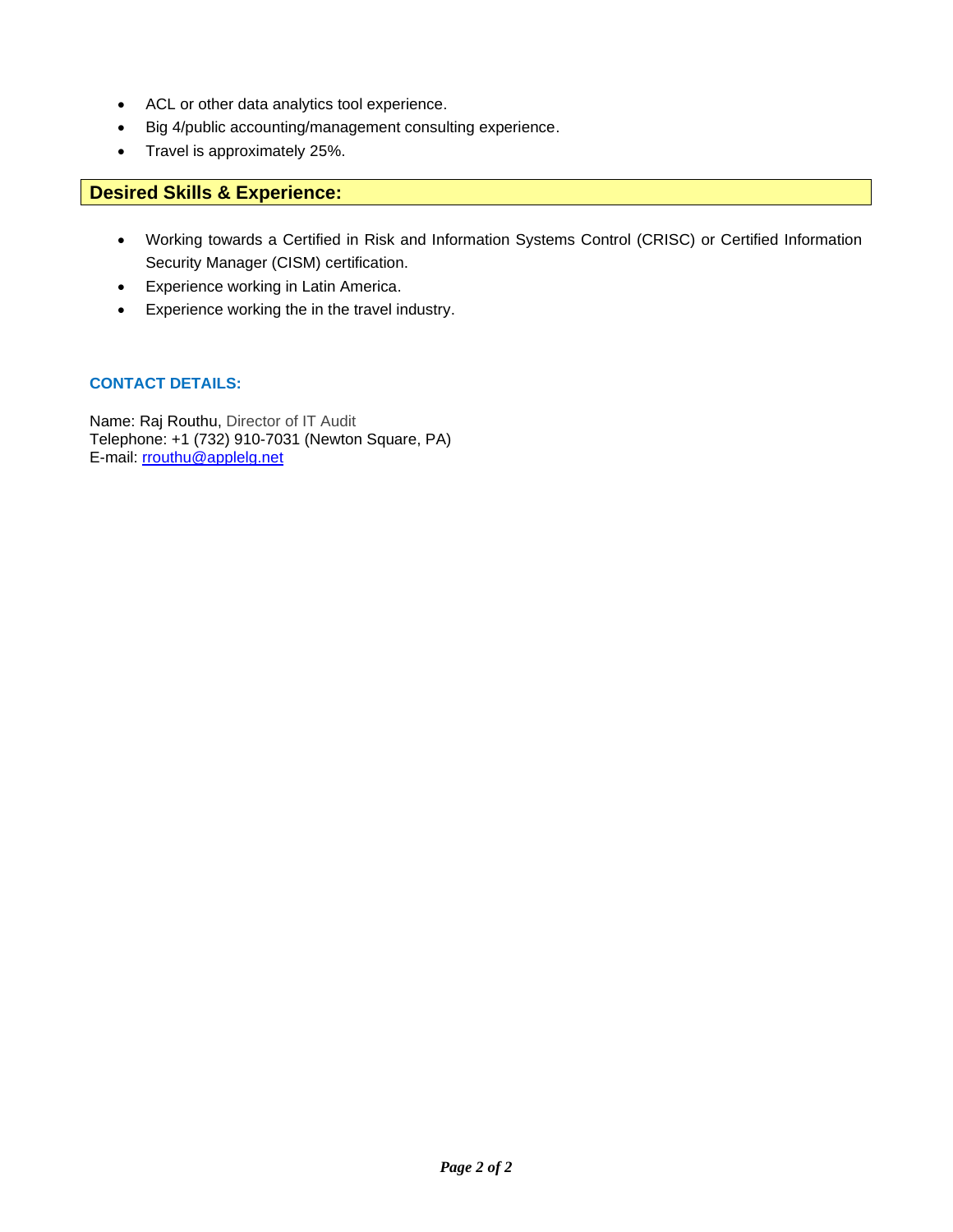- ACL or other data analytics tool experience.
- Big 4/public accounting/management consulting experience.
- Travel is approximately 25%.

## Desired Skills & Experience:

- Working towards a Certified in Risk and Information Systems Control (CRISC) or Certified Information Security Manager (CISM) certification.
- Experience working in Latin America.
- Experience working the in the travel industry.

**CONTACT DETAILS:**

Name: Raj Routhu, Director of IT Audit
Telephone: +1 (732) 910-7031 (Newton Square, PA)
E-mail: rrouthu@applelg.net